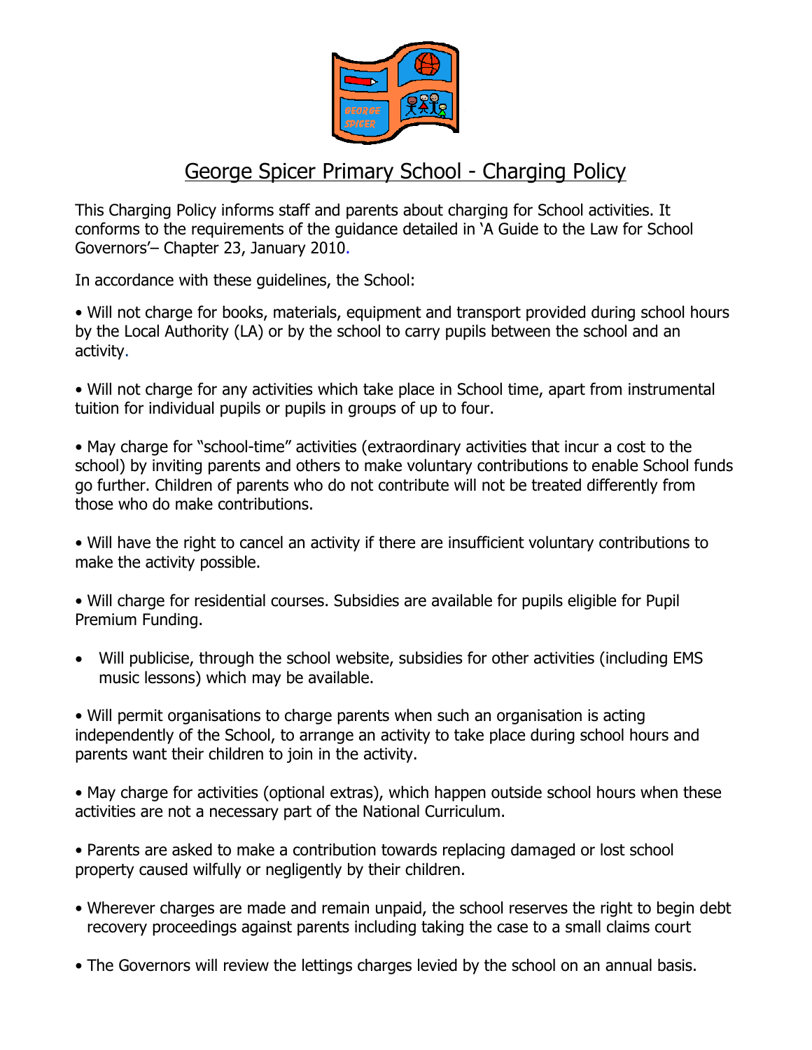# George Spicer Primary School - Charging Policy

This Charging Policy informs staff and parents about charging for School activities. It conforms to the requirements of the guidance detailed in 'A Guide to the Law for School Governors'– Chapter 23, January 2010.

In accordance with these guidelines, the School:

- Will not charge for books, materials, equipment and transport provided during school hours by the Local Authority (LA) or by the school to carry pupils between the school and an activity.

- Will not charge for any activities which take place in School time, apart from instrumental tuition for individual pupils or pupils in groups of up to four.

- May charge for "school-time" activities (extraordinary activities that incur a cost to the school) by inviting parents and others to make voluntary contributions to enable School funds go further. Children of parents who do not contribute will not be treated differently from those who do make contributions.

- Will have the right to cancel an activity if there are insufficient voluntary contributions to make the activity possible.

- Will charge for residential courses. Subsidies are available for pupils eligible for Pupil Premium Funding.

- Will publicise, through the school website, subsidies for other activities (including EMS music lessons) which may be available.

- Will permit organisations to charge parents when such an organisation is acting independently of the School, to arrange an activity to take place during school hours and parents want their children to join in the activity.

- May charge for activities (optional extras), which happen outside school hours when these activities are not a necessary part of the National Curriculum.

- Parents are asked to make a contribution towards replacing damaged or lost school property caused wilfully or negligently by their children.

- Wherever charges are made and remain unpaid, the school reserves the right to begin debt recovery proceedings against parents including taking the case to a small claims court

- The Governors will review the lettings charges levied by the school on an annual basis.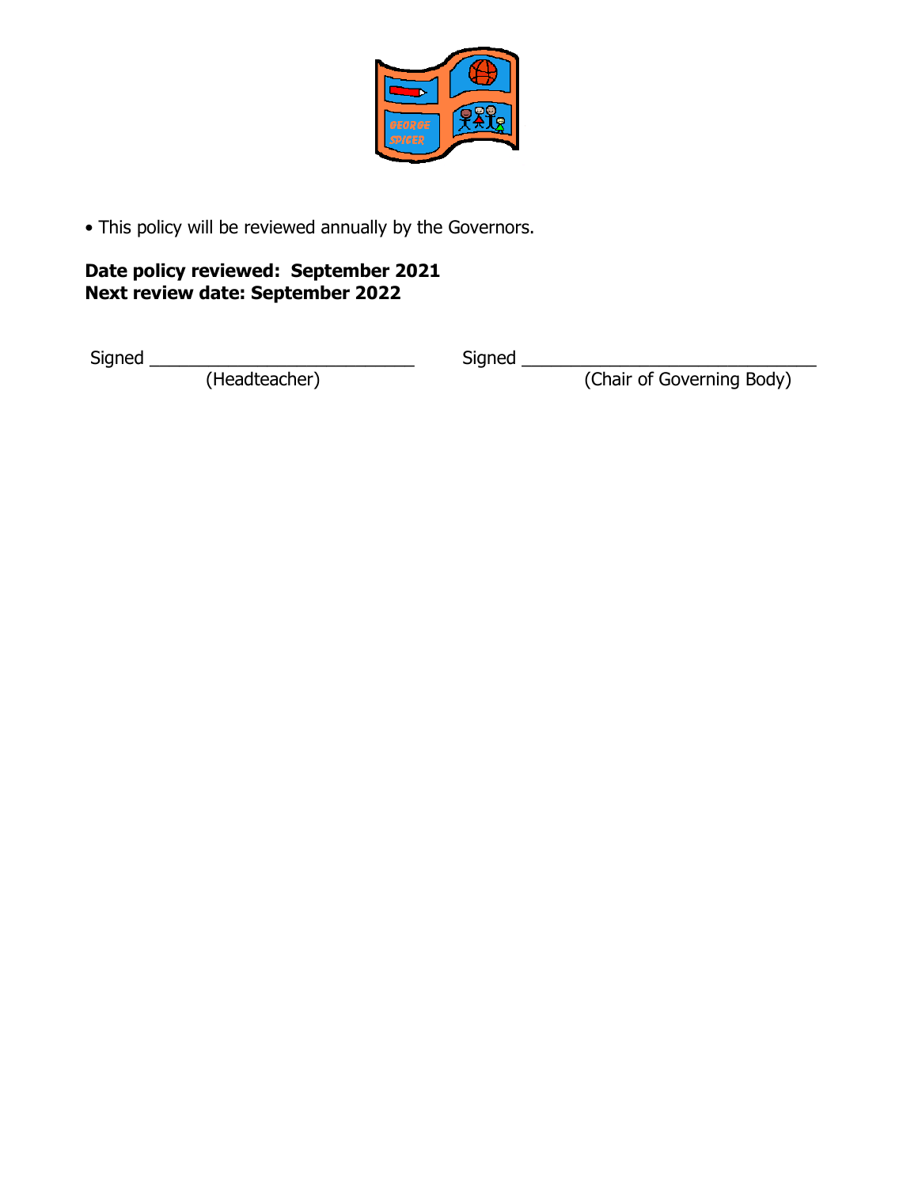- This policy will be reviewed annually by the Governors.

**Date policy reviewed: September 2021**
**Next review date: September 2022**

Signed ____________________________ (Headteacher)

Signed ______________________________ (Chair of Governing Body)